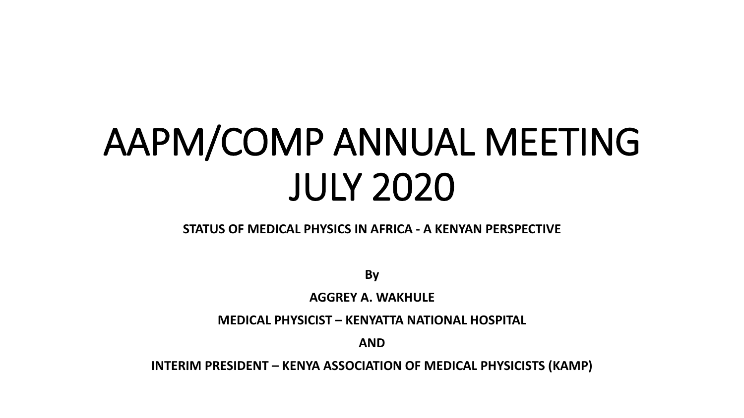# AAPM/COMP ANNUAL MEETING JULY 2020

**STATUS OF MEDICAL PHYSICS IN AFRICA - A KENYAN PERSPECTIVE**

**By**

**AGGREY A. WAKHULE**

**MEDICAL PHYSICIST – KENYATTA NATIONAL HOSPITAL**

**AND**

**INTERIM PRESIDENT – KENYA ASSOCIATION OF MEDICAL PHYSICISTS (KAMP)**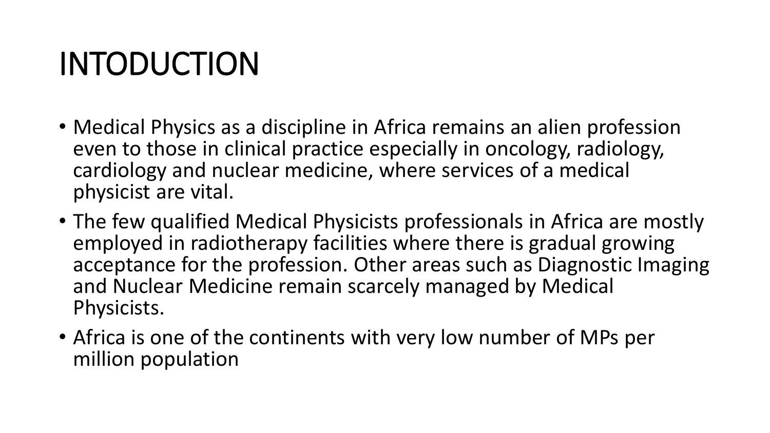# INTODUCTION

- Medical Physics as a discipline in Africa remains an alien profession even to those in clinical practice especially in oncology, radiology, cardiology and nuclear medicine, where services of a medical physicist are vital.
- The few qualified Medical Physicists professionals in Africa are mostly employed in radiotherapy facilities where there is gradual growing acceptance for the profession. Other areas such as Diagnostic Imaging and Nuclear Medicine remain scarcely managed by Medical Physicists.
- Africa is one of the continents with very low number of MPs per million population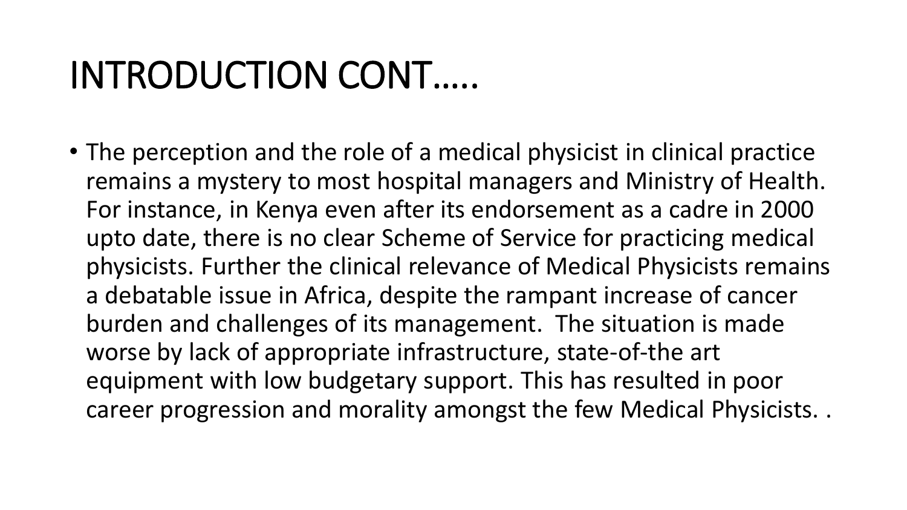# INTRODUCTION CONT…..

- The perception and the role of a medical physicist in clinical practice remains a mystery to most hospital managers and Ministry of Health. For instance, in Kenya even after its endorsement as a cadre in 2000 upto date, there is no clear Scheme of Service for practicing medical physicists. Further the clinical relevance of Medical Physicists remains a debatable issue in Africa, despite the rampant increase of cancer burden and challenges of its management. The situation is made worse by lack of appropriate infrastructure, state-of-the art equipment with low budgetary support. This has resulted in poor career progression and morality amongst the few Medical Physicists. .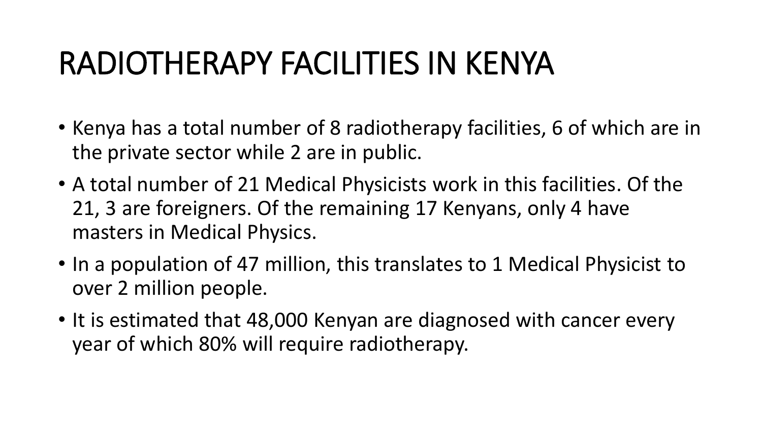# RADIOTHERAPY FACILITIES IN KENYA

- Kenya has a total number of 8 radiotherapy facilities, 6 of which are in the private sector while 2 are in public.
- A total number of 21 Medical Physicists work in this facilities. Of the 21, 3 are foreigners. Of the remaining 17 Kenyans, only 4 have masters in Medical Physics.
- In a population of 47 million, this translates to 1 Medical Physicist to over 2 million people.
- It is estimated that 48,000 Kenyan are diagnosed with cancer every year of which 80% will require radiotherapy.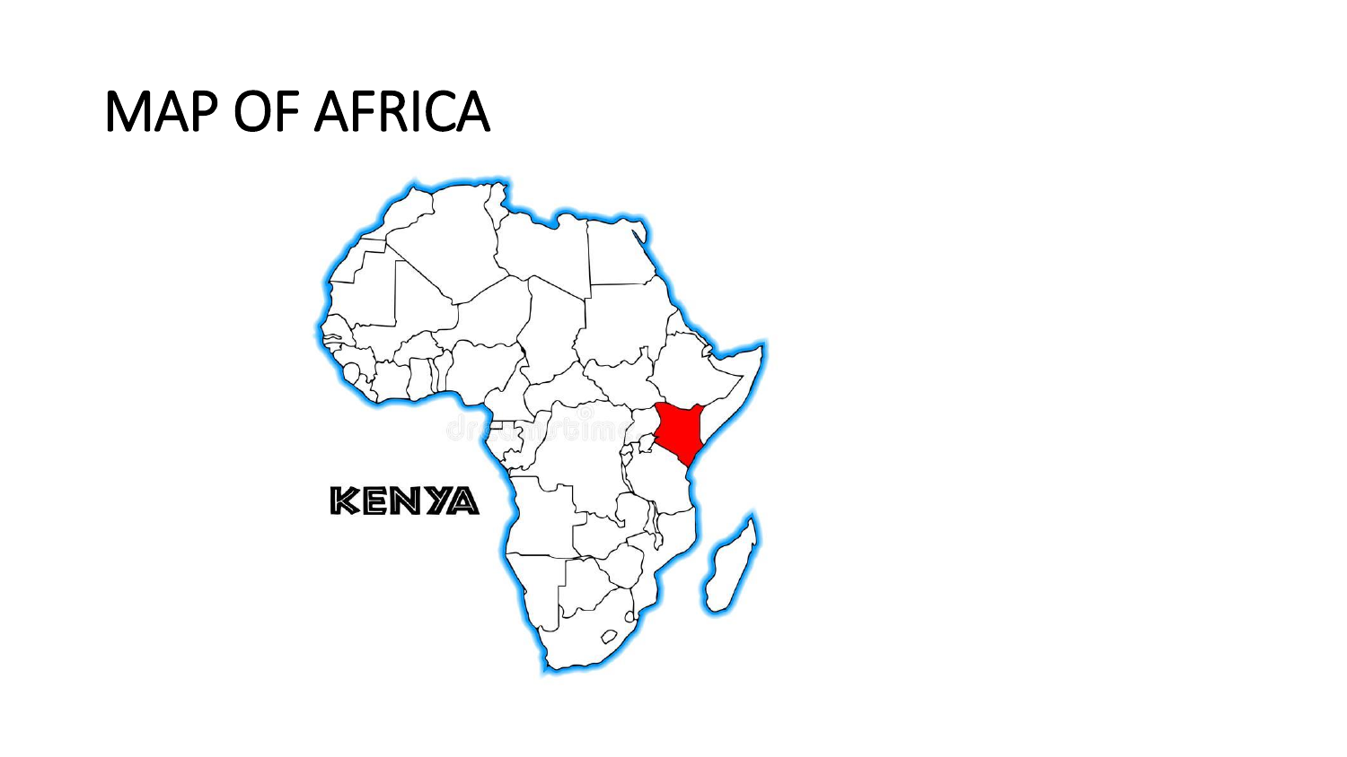# MAP OF AFRICA

KENYA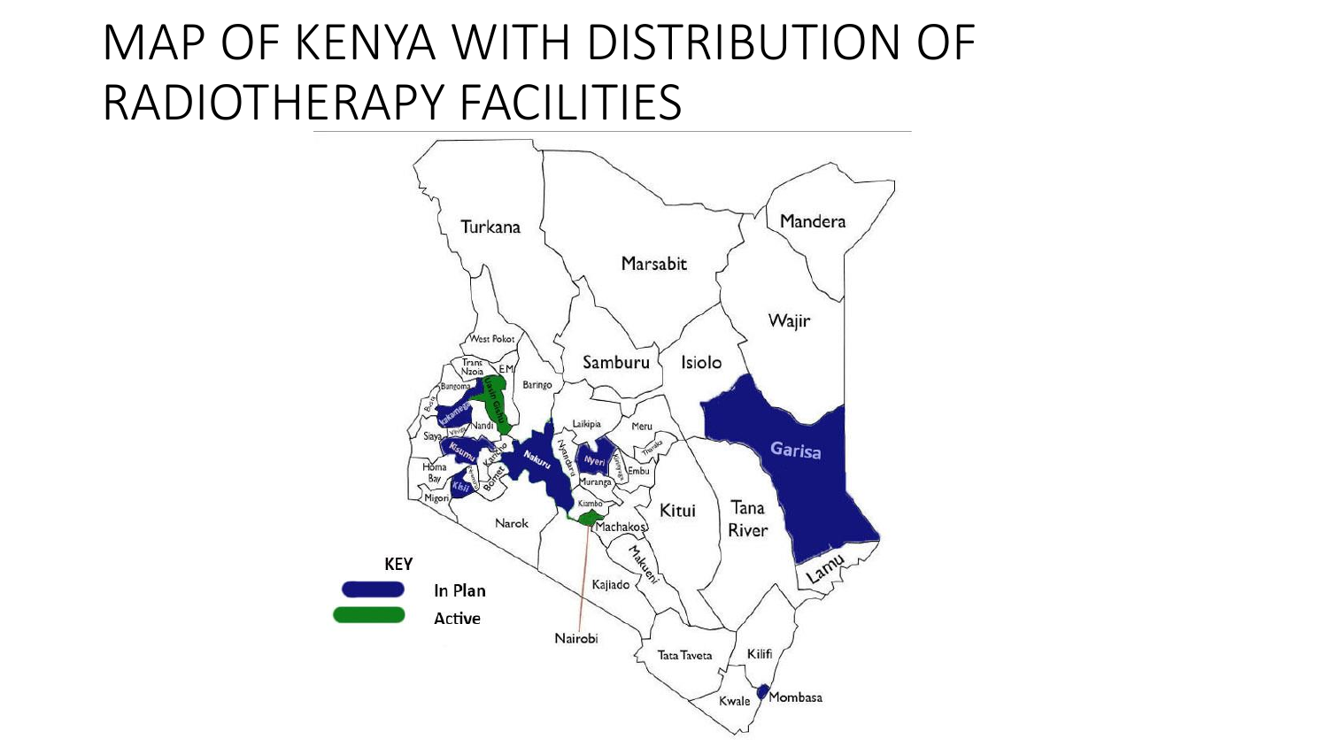# MAP OF KENYA WITH DISTRIBUTION OF RADIOTHERAPY FACILITIES

Turkana

Marsabit

Mandera

Wajir

Samburu

Isiolo

West Pokot

Trans Nzoia

EM

Uasin Gishu

Baringo

Bungoma

Busia

Kakamega

Vihiga

Nandi

Siaya

Kisumu

Kericho

Nakuru

Laikipia

Nyandarua

Nyeri

Kirinyaga

Meru

Tharaka

Embu

Homa Bay

Nyamira

Kisii

Bomet

Migori

Muranga

Kiambo

Narok

Machakos

Kitui

Tana River

Garisa

Lamu

Makueni

Kajiado

Nairobi

Tata Taveta

Kilifi

Mombasa

Kwale

**KEY**

**In Plan**

**Active**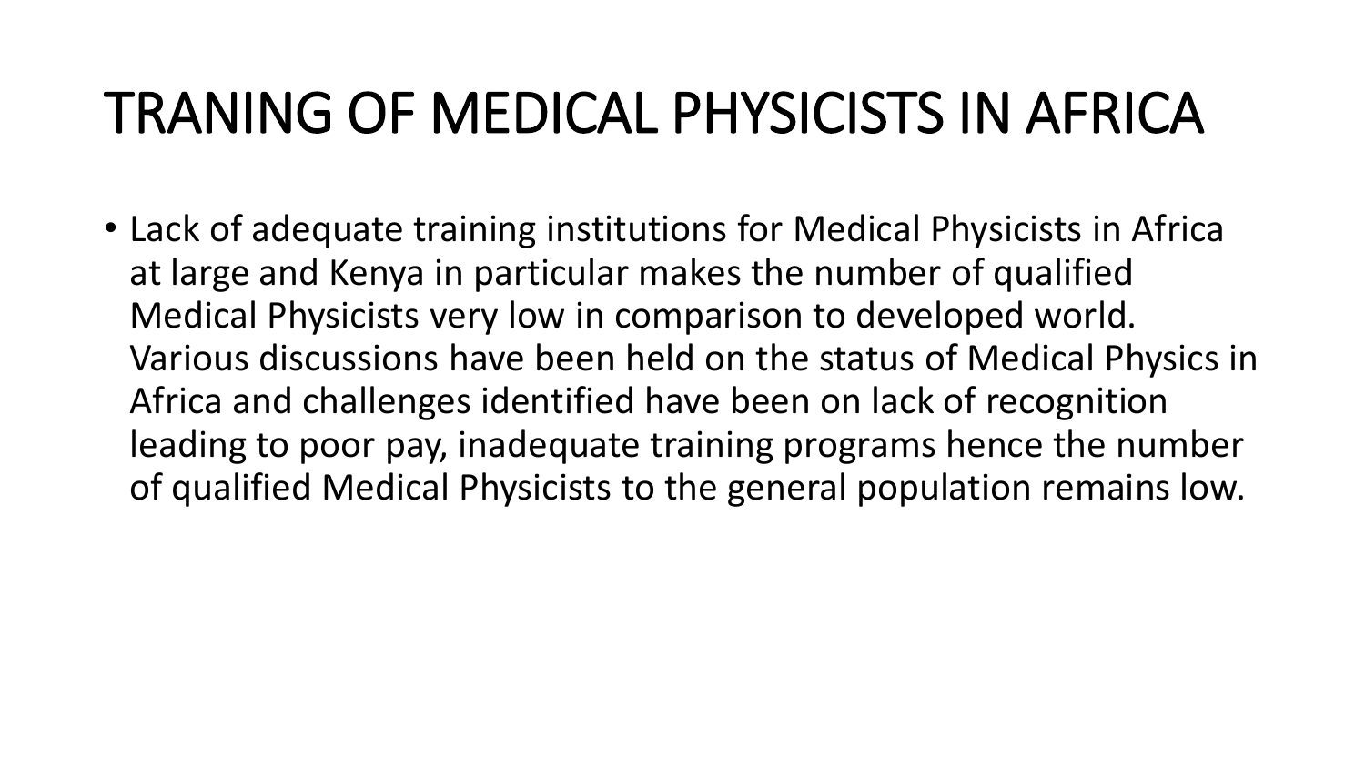# TRANING OF MEDICAL PHYSICISTS IN AFRICA

- Lack of adequate training institutions for Medical Physicists in Africa at large and Kenya in particular makes the number of qualified Medical Physicists very low in comparison to developed world. Various discussions have been held on the status of Medical Physics in Africa and challenges identified have been on lack of recognition leading to poor pay, inadequate training programs hence the number of qualified Medical Physicists to the general population remains low.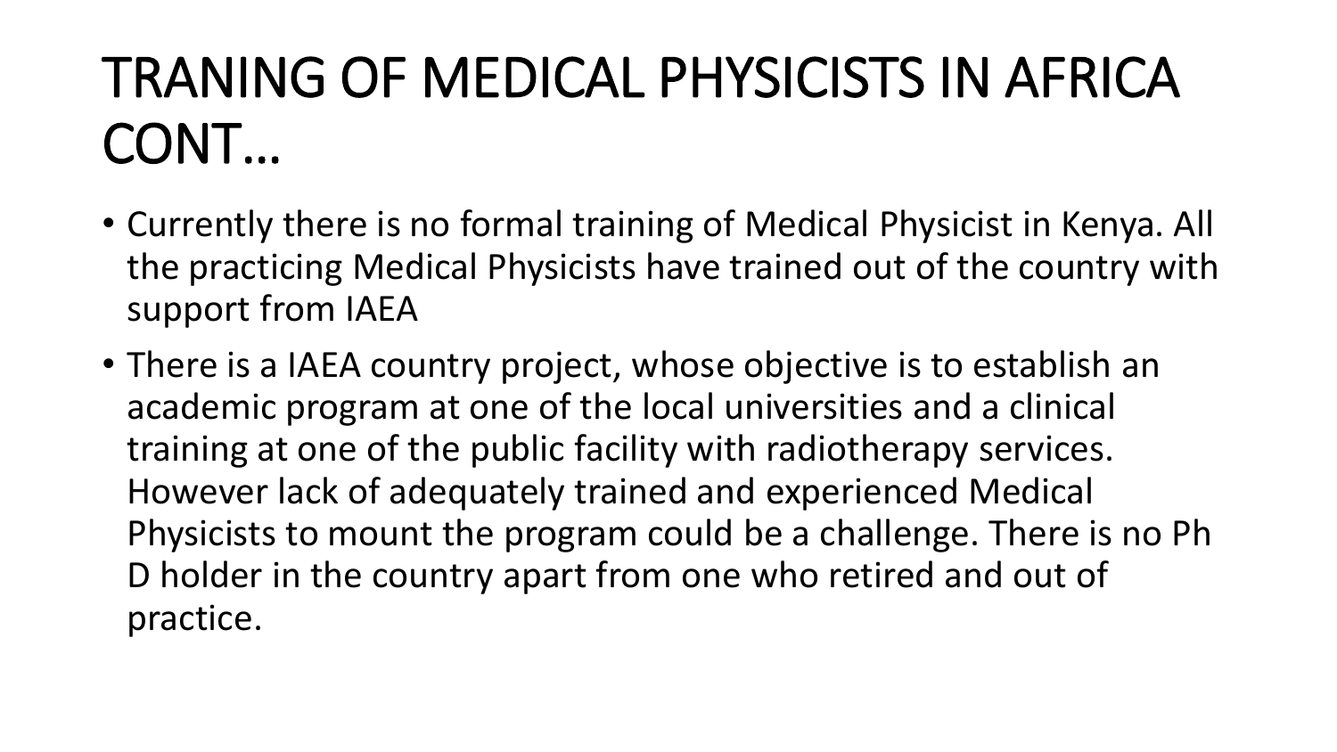# TRANING OF MEDICAL PHYSICISTS IN AFRICA CONT…

- Currently there is no formal training of Medical Physicist in Kenya. All the practicing Medical Physicists have trained out of the country with support from IAEA
- There is a IAEA country project, whose objective is to establish an academic program at one of the local universities and a clinical training at one of the public facility with radiotherapy services. However lack of adequately trained and experienced Medical Physicists to mount the program could be a challenge. There is no Ph D holder in the country apart from one who retired and out of practice.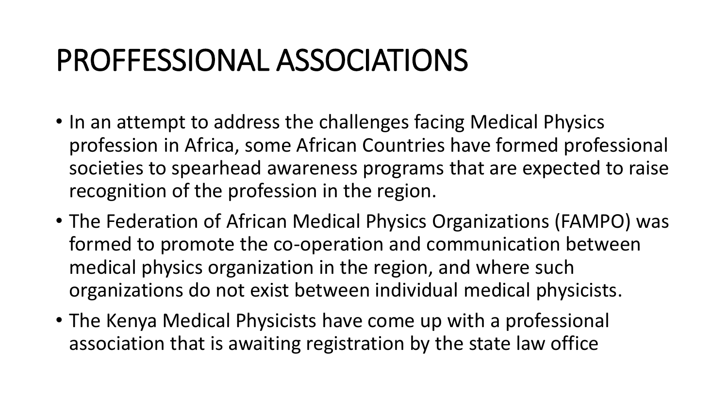# PROFFESSIONAL ASSOCIATIONS

- In an attempt to address the challenges facing Medical Physics profession in Africa, some African Countries have formed professional societies to spearhead awareness programs that are expected to raise recognition of the profession in the region.
- The Federation of African Medical Physics Organizations (FAMPO) was formed to promote the co-operation and communication between medical physics organization in the region, and where such organizations do not exist between individual medical physicists.
- The Kenya Medical Physicists have come up with a professional association that is awaiting registration by the state law office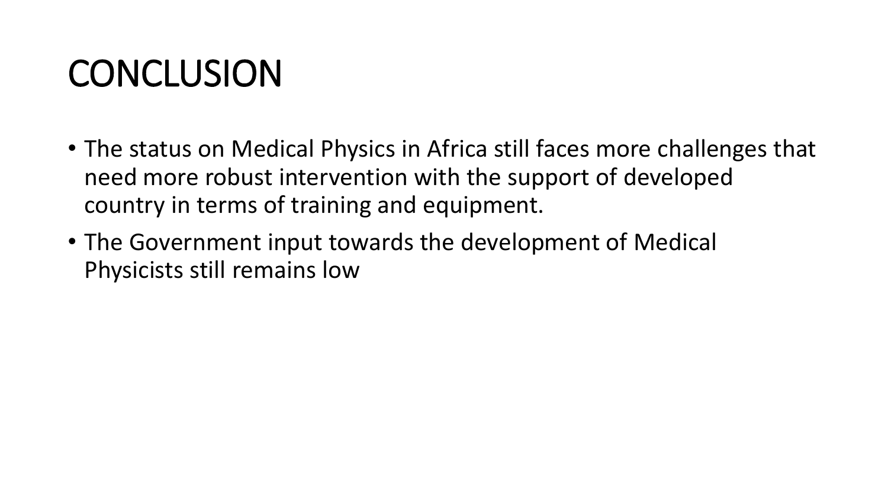# CONCLUSION

- The status on Medical Physics in Africa still faces more challenges that need more robust intervention with the support of developed country in terms of training and equipment.
- The Government input towards the development of Medical Physicists still remains low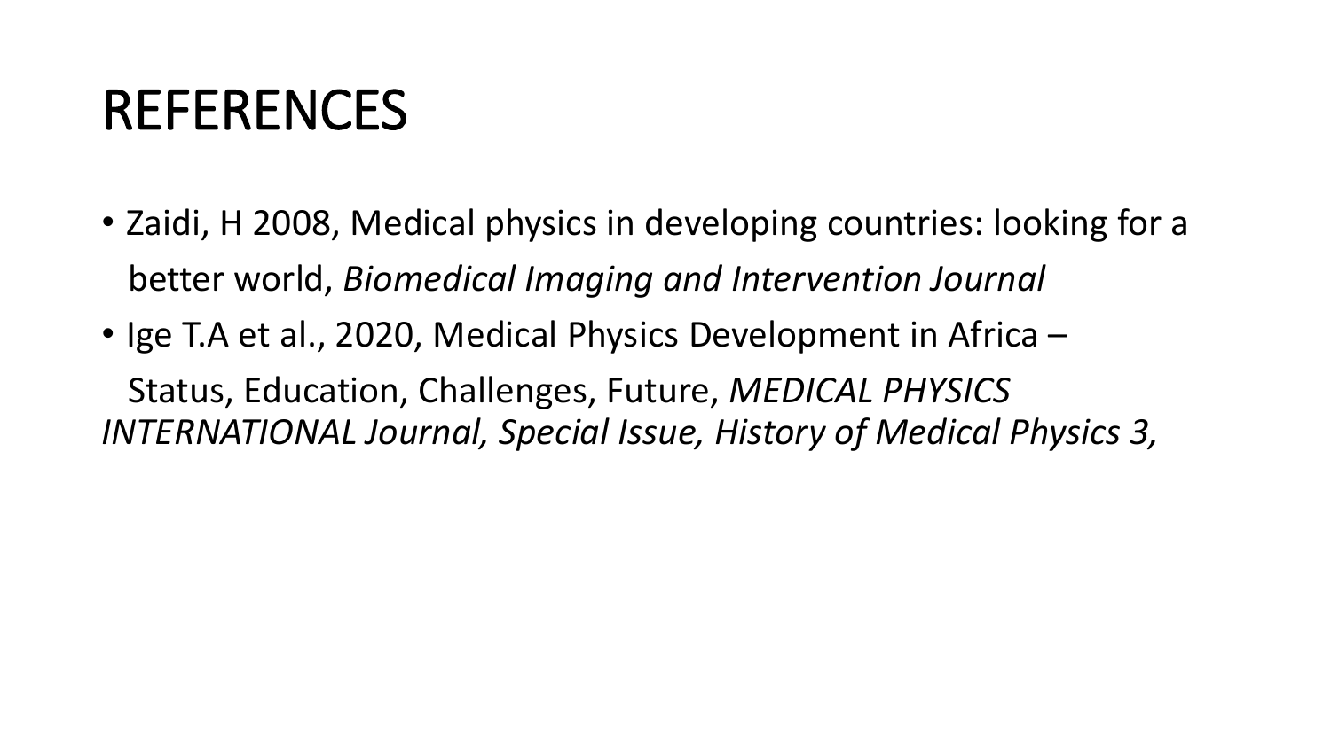# REFERENCES

- Zaidi, H 2008, Medical physics in developing countries: looking for a better world, *Biomedical Imaging and Intervention Journal*
- Ige T.A et al., 2020, Medical Physics Development in Africa – Status, Education, Challenges, Future, *MEDICAL PHYSICS INTERNATIONAL Journal, Special Issue, History of Medical Physics 3,*